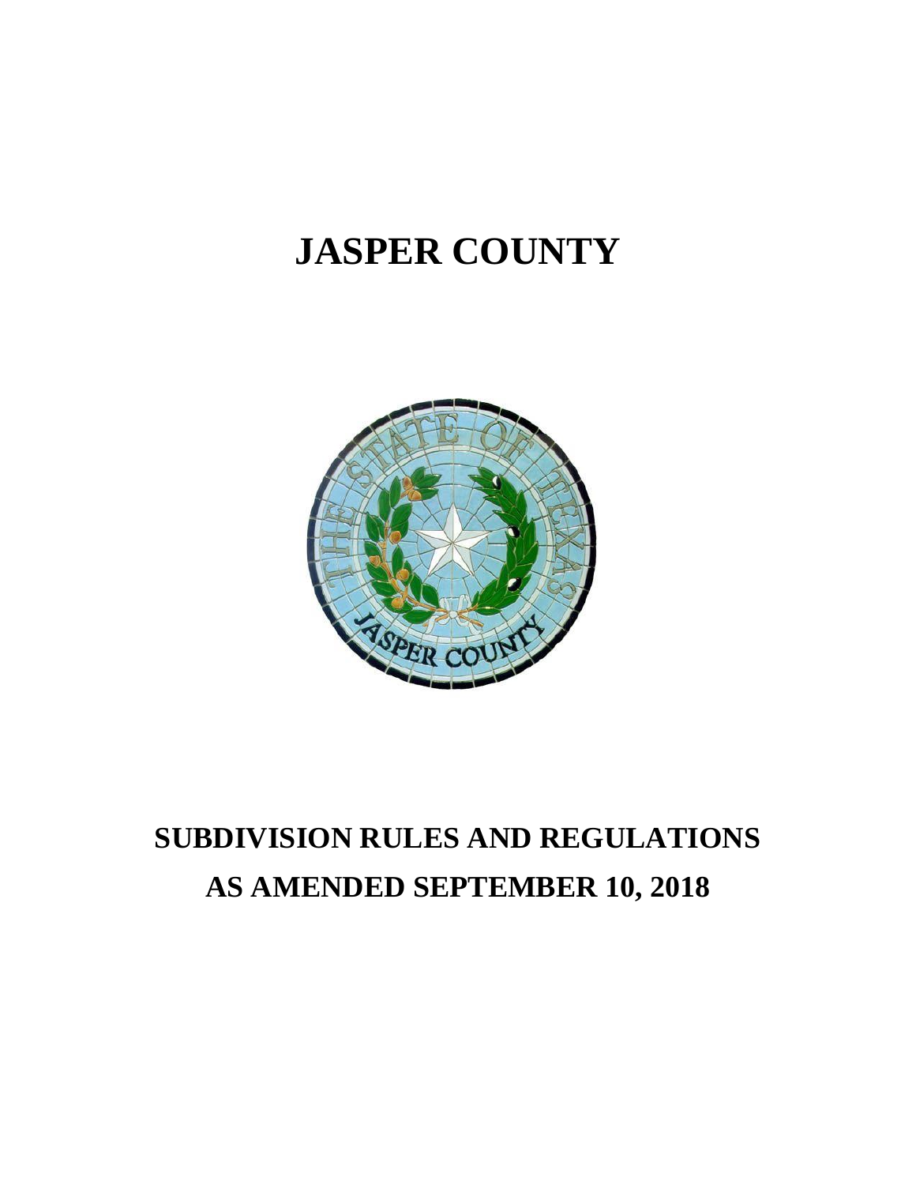# JASPER COUNTY

# SUBDIVISION RULES AND REGULATIONS AS AMENDED SEPTEMBER 10, 2018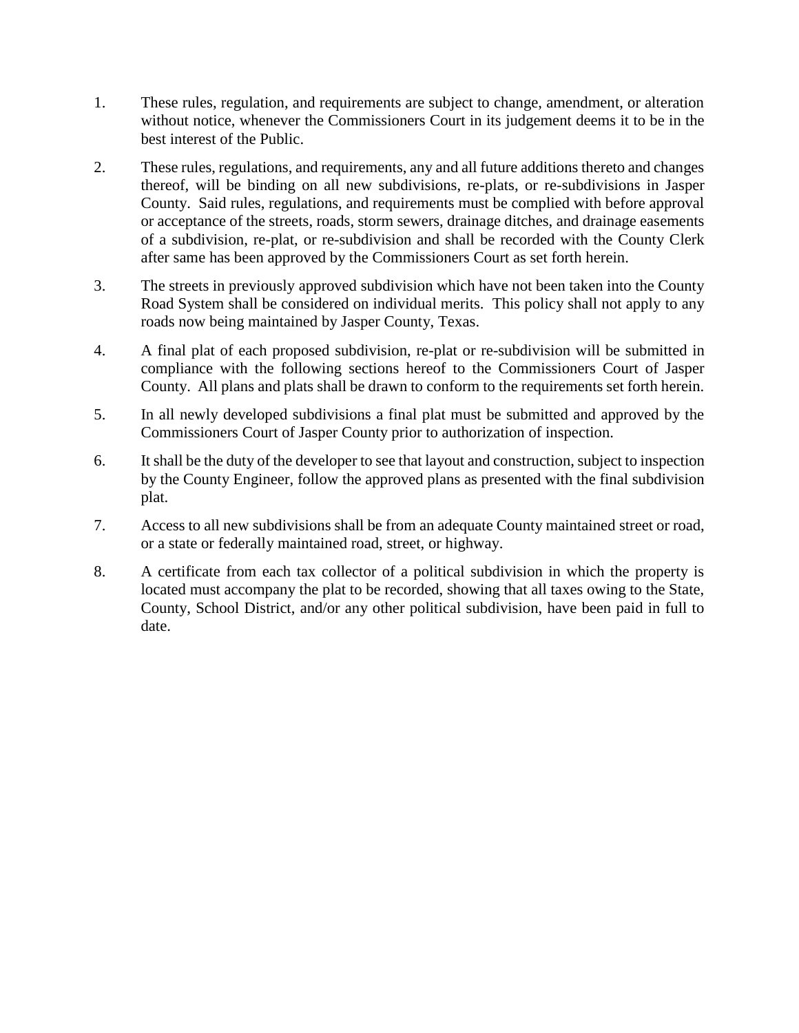1. These rules, regulation, and requirements are subject to change, amendment, or alteration without notice, whenever the Commissioners Court in its judgement deems it to be in the best interest of the Public.

2. These rules, regulations, and requirements, any and all future additions thereto and changes thereof, will be binding on all new subdivisions, re-plats, or re-subdivisions in Jasper County. Said rules, regulations, and requirements must be complied with before approval or acceptance of the streets, roads, storm sewers, drainage ditches, and drainage easements of a subdivision, re-plat, or re-subdivision and shall be recorded with the County Clerk after same has been approved by the Commissioners Court as set forth herein.

3. The streets in previously approved subdivision which have not been taken into the County Road System shall be considered on individual merits. This policy shall not apply to any roads now being maintained by Jasper County, Texas.

4. A final plat of each proposed subdivision, re-plat or re-subdivision will be submitted in compliance with the following sections hereof to the Commissioners Court of Jasper County. All plans and plats shall be drawn to conform to the requirements set forth herein.

5. In all newly developed subdivisions a final plat must be submitted and approved by the Commissioners Court of Jasper County prior to authorization of inspection.

6. It shall be the duty of the developer to see that layout and construction, subject to inspection by the County Engineer, follow the approved plans as presented with the final subdivision plat.

7. Access to all new subdivisions shall be from an adequate County maintained street or road, or a state or federally maintained road, street, or highway.

8. A certificate from each tax collector of a political subdivision in which the property is located must accompany the plat to be recorded, showing that all taxes owing to the State, County, School District, and/or any other political subdivision, have been paid in full to date.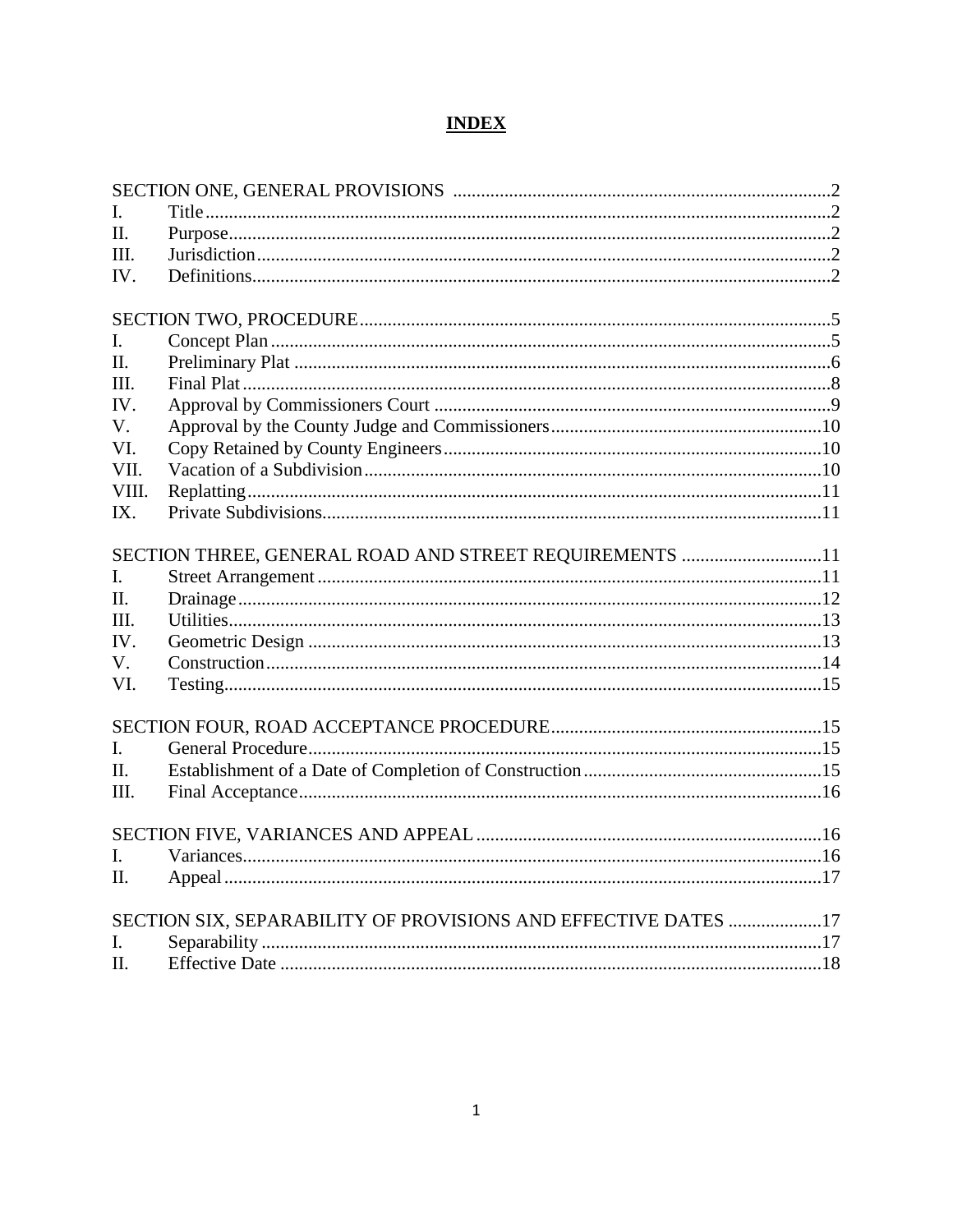# INDEX

| | | |
|---|---|---|
| SECTION ONE, GENERAL PROVISIONS | | 2 |
| I. | Title | 2 |
| II. | Purpose | 2 |
| III. | Jurisdiction | 2 |
| IV. | Definitions | 2 |
| SECTION TWO, PROCEDURE | | 5 |
| I. | Concept Plan | 5 |
| II. | Preliminary Plat | 6 |
| III. | Final Plat | 8 |
| IV. | Approval by Commissioners Court | 9 |
| V. | Approval by the County Judge and Commissioners | 10 |
| VI. | Copy Retained by County Engineers | 10 |
| VII. | Vacation of a Subdivision | 10 |
| VIII. | Replatting | 11 |
| IX. | Private Subdivisions | 11 |
| SECTION THREE, GENERAL ROAD AND STREET REQUIREMENTS | | 11 |
| I. | Street Arrangement | 11 |
| II. | Drainage | 12 |
| III. | Utilities | 13 |
| IV. | Geometric Design | 13 |
| V. | Construction | 14 |
| VI. | Testing | 15 |
| SECTION FOUR, ROAD ACCEPTANCE PROCEDURE | | 15 |
| I. | General Procedure | 15 |
| II. | Establishment of a Date of Completion of Construction | 15 |
| III. | Final Acceptance | 16 |
| SECTION FIVE, VARIANCES AND APPEAL | | 16 |
| I. | Variances | 16 |
| II. | Appeal | 17 |
| SECTION SIX, SEPARABILITY OF PROVISIONS AND EFFECTIVE DATES | | 17 |
| I. | Separability | 17 |
| II. | Effective Date | 18 |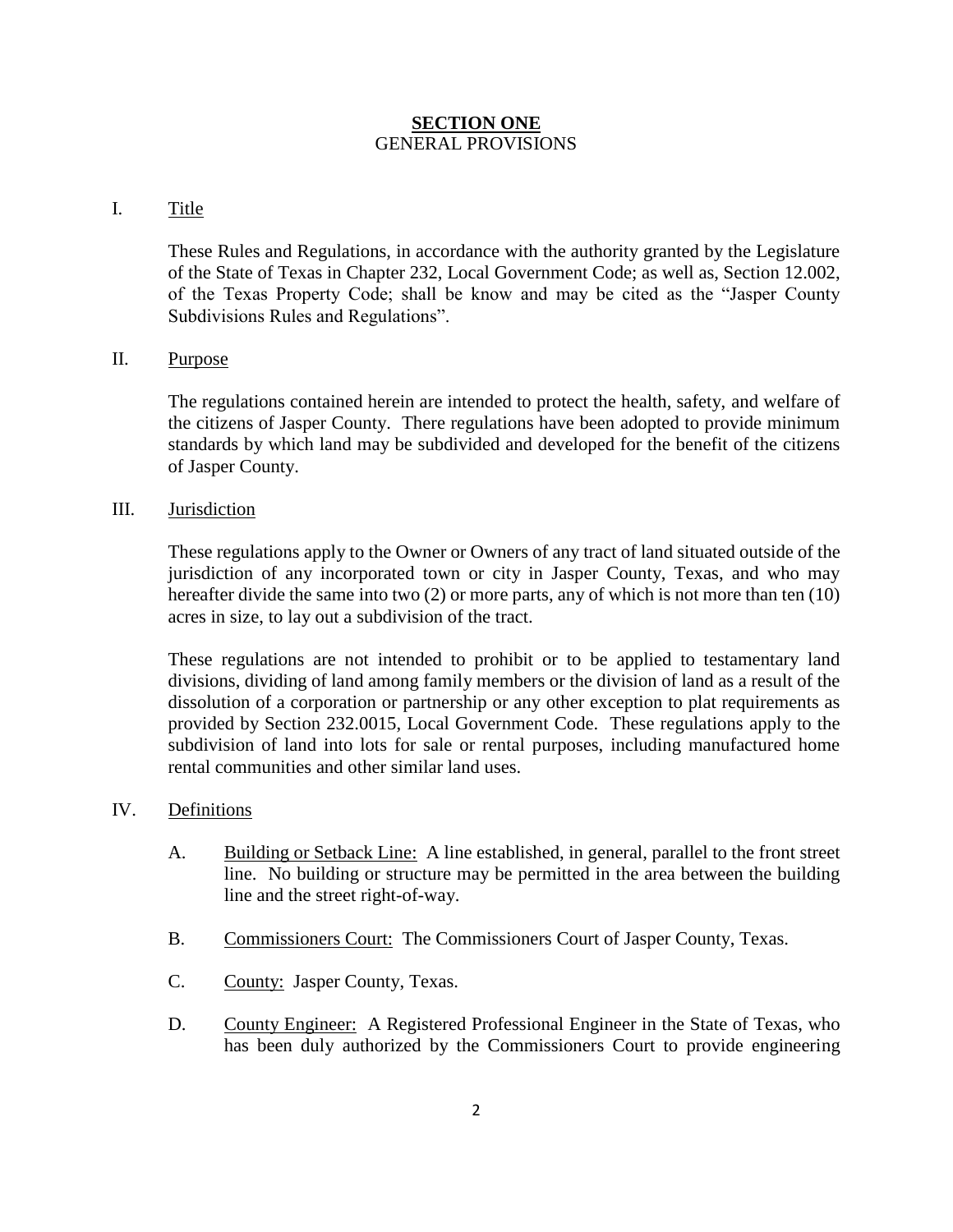# **SECTION ONE**

GENERAL PROVISIONS

I. Title

These Rules and Regulations, in accordance with the authority granted by the Legislature of the State of Texas in Chapter 232, Local Government Code; as well as, Section 12.002, of the Texas Property Code; shall be know and may be cited as the "Jasper County Subdivisions Rules and Regulations".

II. Purpose

The regulations contained herein are intended to protect the health, safety, and welfare of the citizens of Jasper County. There regulations have been adopted to provide minimum standards by which land may be subdivided and developed for the benefit of the citizens of Jasper County.

III. Jurisdiction

These regulations apply to the Owner or Owners of any tract of land situated outside of the jurisdiction of any incorporated town or city in Jasper County, Texas, and who may hereafter divide the same into two (2) or more parts, any of which is not more than ten (10) acres in size, to lay out a subdivision of the tract.

These regulations are not intended to prohibit or to be applied to testamentary land divisions, dividing of land among family members or the division of land as a result of the dissolution of a corporation or partnership or any other exception to plat requirements as provided by Section 232.0015, Local Government Code. These regulations apply to the subdivision of land into lots for sale or rental purposes, including manufactured home rental communities and other similar land uses.

IV. Definitions

A. Building or Setback Line: A line established, in general, parallel to the front street line. No building or structure may be permitted in the area between the building line and the street right-of-way.

B. Commissioners Court: The Commissioners Court of Jasper County, Texas.

C. County: Jasper County, Texas.

D. County Engineer: A Registered Professional Engineer in the State of Texas, who has been duly authorized by the Commissioners Court to provide engineering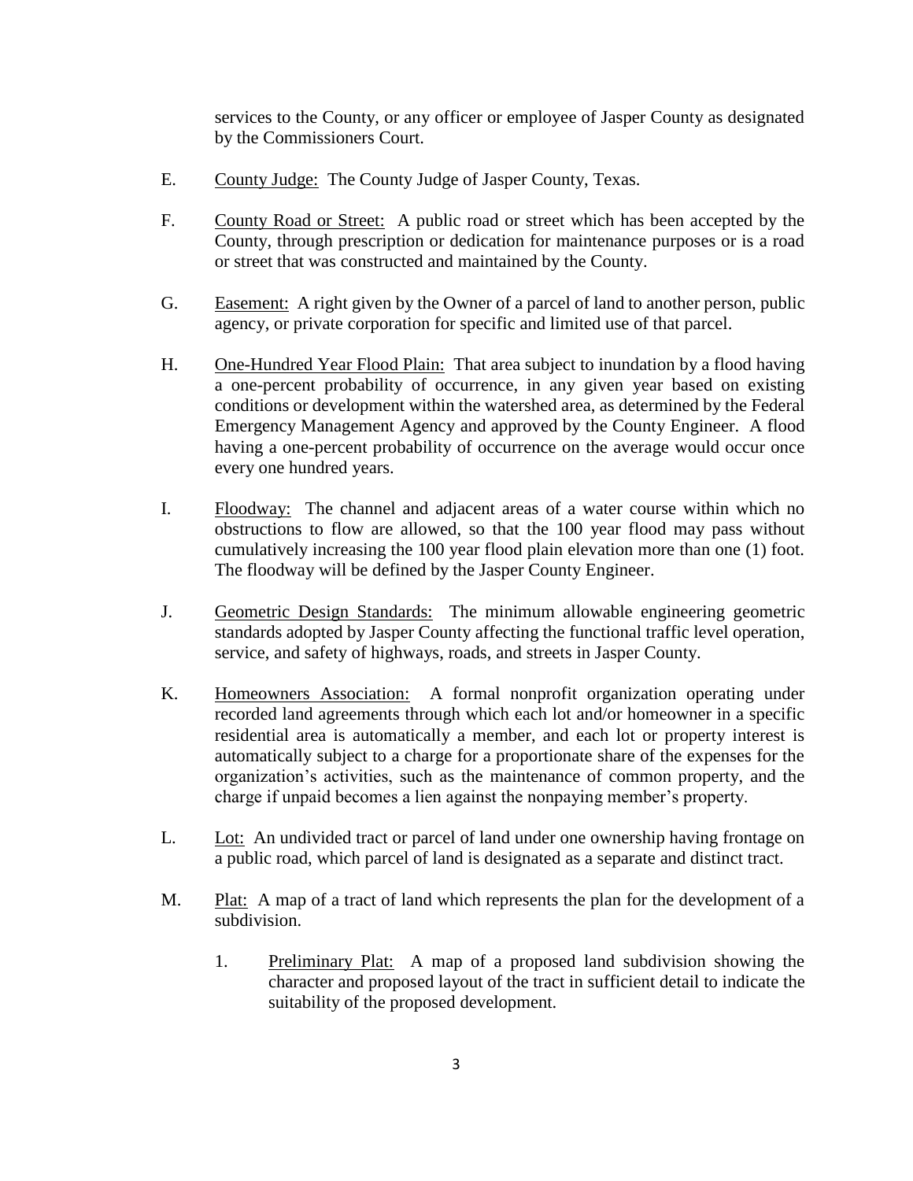services to the County, or any officer or employee of Jasper County as designated by the Commissioners Court.

E. County Judge: The County Judge of Jasper County, Texas.

F. County Road or Street: A public road or street which has been accepted by the County, through prescription or dedication for maintenance purposes or is a road or street that was constructed and maintained by the County.

G. Easement: A right given by the Owner of a parcel of land to another person, public agency, or private corporation for specific and limited use of that parcel.

H. One-Hundred Year Flood Plain: That area subject to inundation by a flood having a one-percent probability of occurrence, in any given year based on existing conditions or development within the watershed area, as determined by the Federal Emergency Management Agency and approved by the County Engineer. A flood having a one-percent probability of occurrence on the average would occur once every one hundred years.

I. Floodway: The channel and adjacent areas of a water course within which no obstructions to flow are allowed, so that the 100 year flood may pass without cumulatively increasing the 100 year flood plain elevation more than one (1) foot. The floodway will be defined by the Jasper County Engineer.

J. Geometric Design Standards: The minimum allowable engineering geometric standards adopted by Jasper County affecting the functional traffic level operation, service, and safety of highways, roads, and streets in Jasper County.

K. Homeowners Association: A formal nonprofit organization operating under recorded land agreements through which each lot and/or homeowner in a specific residential area is automatically a member, and each lot or property interest is automatically subject to a charge for a proportionate share of the expenses for the organization's activities, such as the maintenance of common property, and the charge if unpaid becomes a lien against the nonpaying member's property.

L. Lot: An undivided tract or parcel of land under one ownership having frontage on a public road, which parcel of land is designated as a separate and distinct tract.

M. Plat: A map of a tract of land which represents the plan for the development of a subdivision.

   1. Preliminary Plat: A map of a proposed land subdivision showing the character and proposed layout of the tract in sufficient detail to indicate the suitability of the proposed development.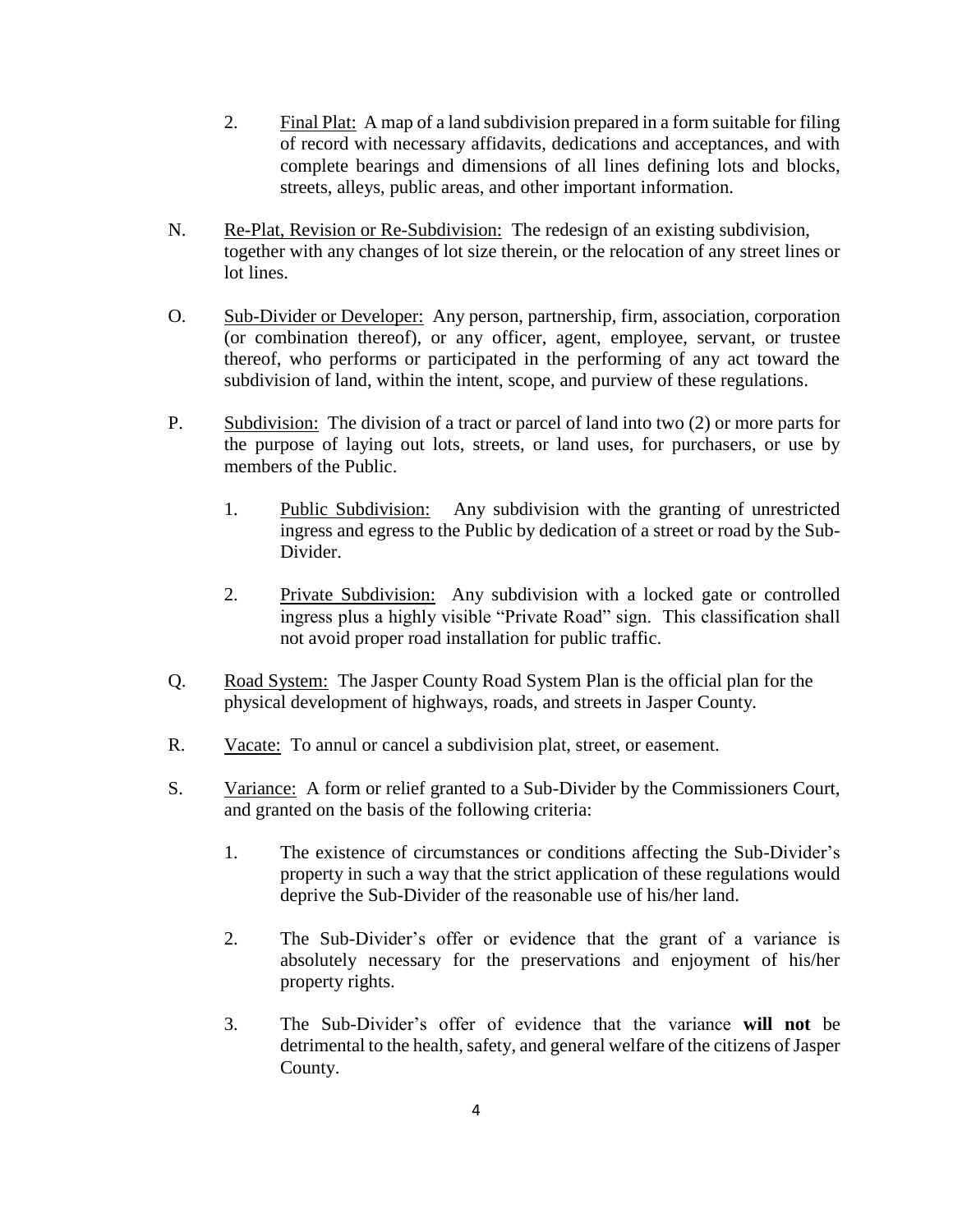2. <u>Final Plat:</u> A map of a land subdivision prepared in a form suitable for filing of record with necessary affidavits, dedications and acceptances, and with complete bearings and dimensions of all lines defining lots and blocks, streets, alleys, public areas, and other important information.

N. <u>Re-Plat, Revision or Re-Subdivision:</u> The redesign of an existing subdivision, together with any changes of lot size therein, or the relocation of any street lines or lot lines.

O. <u>Sub-Divider or Developer:</u> Any person, partnership, firm, association, corporation (or combination thereof), or any officer, agent, employee, servant, or trustee thereof, who performs or participated in the performing of any act toward the subdivision of land, within the intent, scope, and purview of these regulations.

P. <u>Subdivision:</u> The division of a tract or parcel of land into two (2) or more parts for the purpose of laying out lots, streets, or land uses, for purchasers, or use by members of the Public.

1. <u>Public Subdivision:</u> Any subdivision with the granting of unrestricted ingress and egress to the Public by dedication of a street or road by the Sub-Divider.

2. <u>Private Subdivision:</u> Any subdivision with a locked gate or controlled ingress plus a highly visible "Private Road" sign. This classification shall not avoid proper road installation for public traffic.

Q. <u>Road System:</u> The Jasper County Road System Plan is the official plan for the physical development of highways, roads, and streets in Jasper County.

R. <u>Vacate:</u> To annul or cancel a subdivision plat, street, or easement.

S. <u>Variance:</u> A form or relief granted to a Sub-Divider by the Commissioners Court, and granted on the basis of the following criteria:

1. The existence of circumstances or conditions affecting the Sub-Divider's property in such a way that the strict application of these regulations would deprive the Sub-Divider of the reasonable use of his/her land.

2. The Sub-Divider's offer or evidence that the grant of a variance is absolutely necessary for the preservations and enjoyment of his/her property rights.

3. The Sub-Divider's offer of evidence that the variance **will not** be detrimental to the health, safety, and general welfare of the citizens of Jasper County.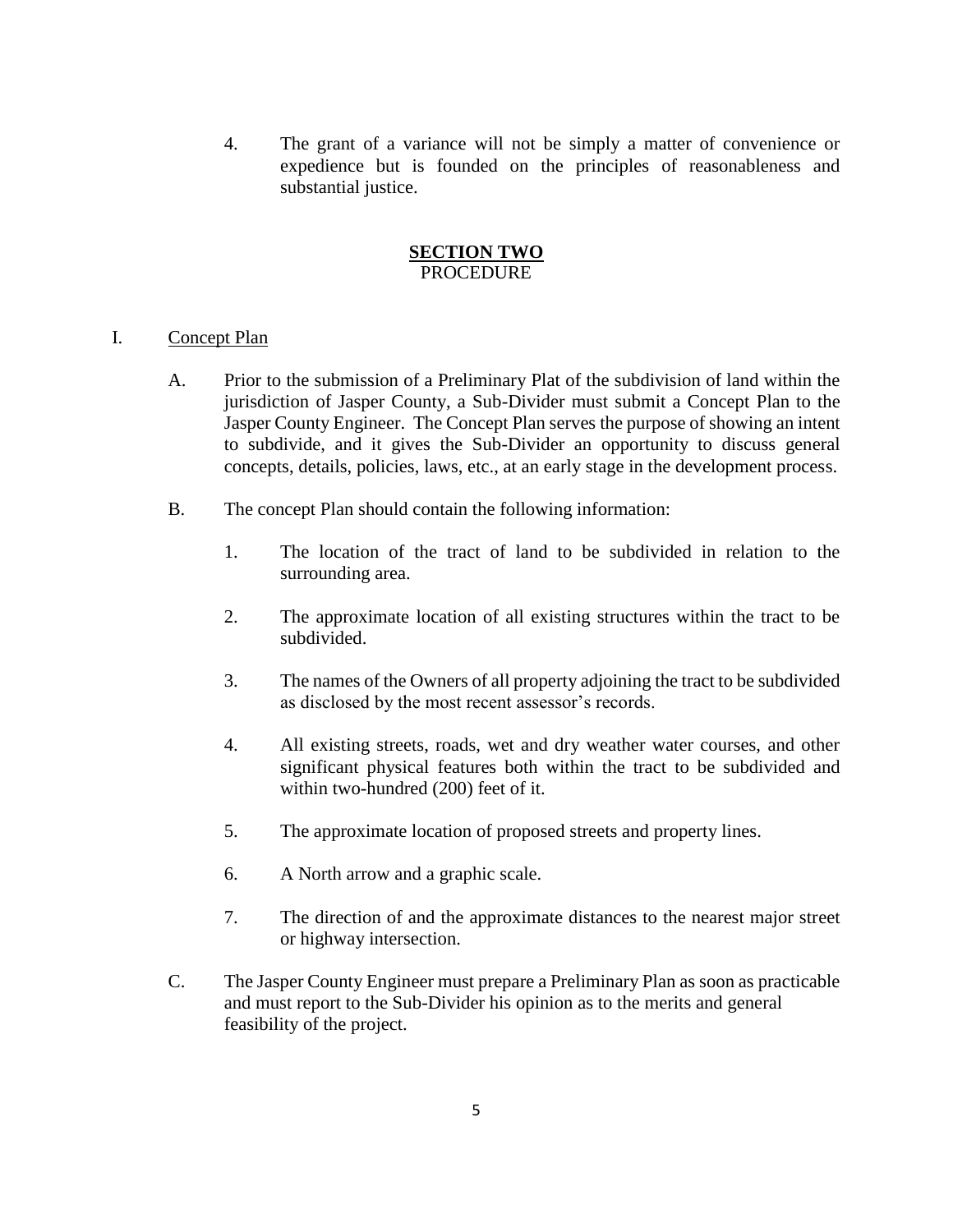4. The grant of a variance will not be simply a matter of convenience or expedience but is founded on the principles of reasonableness and substantial justice.

## SECTION TWO
PROCEDURE

I. Concept Plan

A. Prior to the submission of a Preliminary Plat of the subdivision of land within the jurisdiction of Jasper County, a Sub-Divider must submit a Concept Plan to the Jasper County Engineer. The Concept Plan serves the purpose of showing an intent to subdivide, and it gives the Sub-Divider an opportunity to discuss general concepts, details, policies, laws, etc., at an early stage in the development process.

B. The concept Plan should contain the following information:

1. The location of the tract of land to be subdivided in relation to the surrounding area.

2. The approximate location of all existing structures within the tract to be subdivided.

3. The names of the Owners of all property adjoining the tract to be subdivided as disclosed by the most recent assessor's records.

4. All existing streets, roads, wet and dry weather water courses, and other significant physical features both within the tract to be subdivided and within two-hundred (200) feet of it.

5. The approximate location of proposed streets and property lines.

6. A North arrow and a graphic scale.

7. The direction of and the approximate distances to the nearest major street or highway intersection.

C. The Jasper County Engineer must prepare a Preliminary Plan as soon as practicable and must report to the Sub-Divider his opinion as to the merits and general feasibility of the project.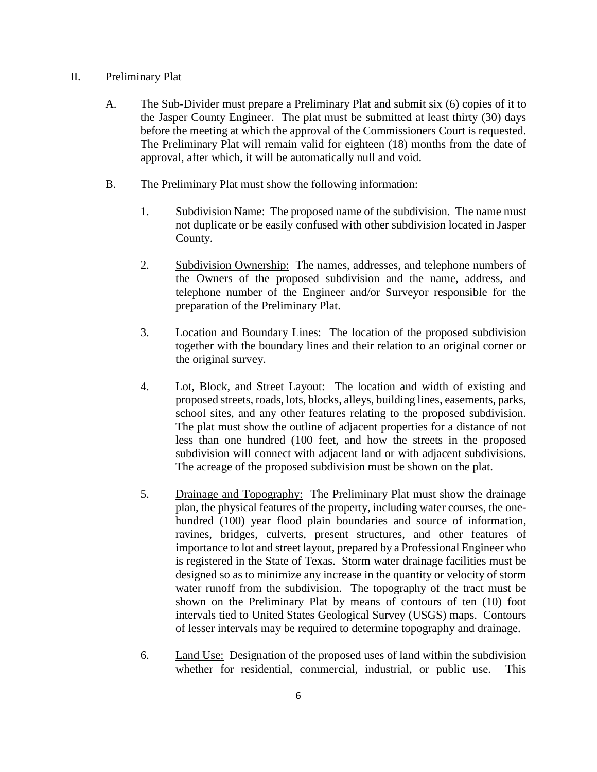## II. Preliminary Plat

A. The Sub-Divider must prepare a Preliminary Plat and submit six (6) copies of it to the Jasper County Engineer. The plat must be submitted at least thirty (30) days before the meeting at which the approval of the Commissioners Court is requested. The Preliminary Plat will remain valid for eighteen (18) months from the date of approval, after which, it will be automatically null and void.

B. The Preliminary Plat must show the following information:

1. Subdivision Name: The proposed name of the subdivision. The name must not duplicate or be easily confused with other subdivision located in Jasper County.

2. Subdivision Ownership: The names, addresses, and telephone numbers of the Owners of the proposed subdivision and the name, address, and telephone number of the Engineer and/or Surveyor responsible for the preparation of the Preliminary Plat.

3. Location and Boundary Lines: The location of the proposed subdivision together with the boundary lines and their relation to an original corner or the original survey.

4. Lot, Block, and Street Layout: The location and width of existing and proposed streets, roads, lots, blocks, alleys, building lines, easements, parks, school sites, and any other features relating to the proposed subdivision. The plat must show the outline of adjacent properties for a distance of not less than one hundred (100 feet, and how the streets in the proposed subdivision will connect with adjacent land or with adjacent subdivisions. The acreage of the proposed subdivision must be shown on the plat.

5. Drainage and Topography: The Preliminary Plat must show the drainage plan, the physical features of the property, including water courses, the one-hundred (100) year flood plain boundaries and source of information, ravines, bridges, culverts, present structures, and other features of importance to lot and street layout, prepared by a Professional Engineer who is registered in the State of Texas. Storm water drainage facilities must be designed so as to minimize any increase in the quantity or velocity of storm water runoff from the subdivision. The topography of the tract must be shown on the Preliminary Plat by means of contours of ten (10) foot intervals tied to United States Geological Survey (USGS) maps. Contours of lesser intervals may be required to determine topography and drainage.

6. Land Use: Designation of the proposed uses of land within the subdivision whether for residential, commercial, industrial, or public use. This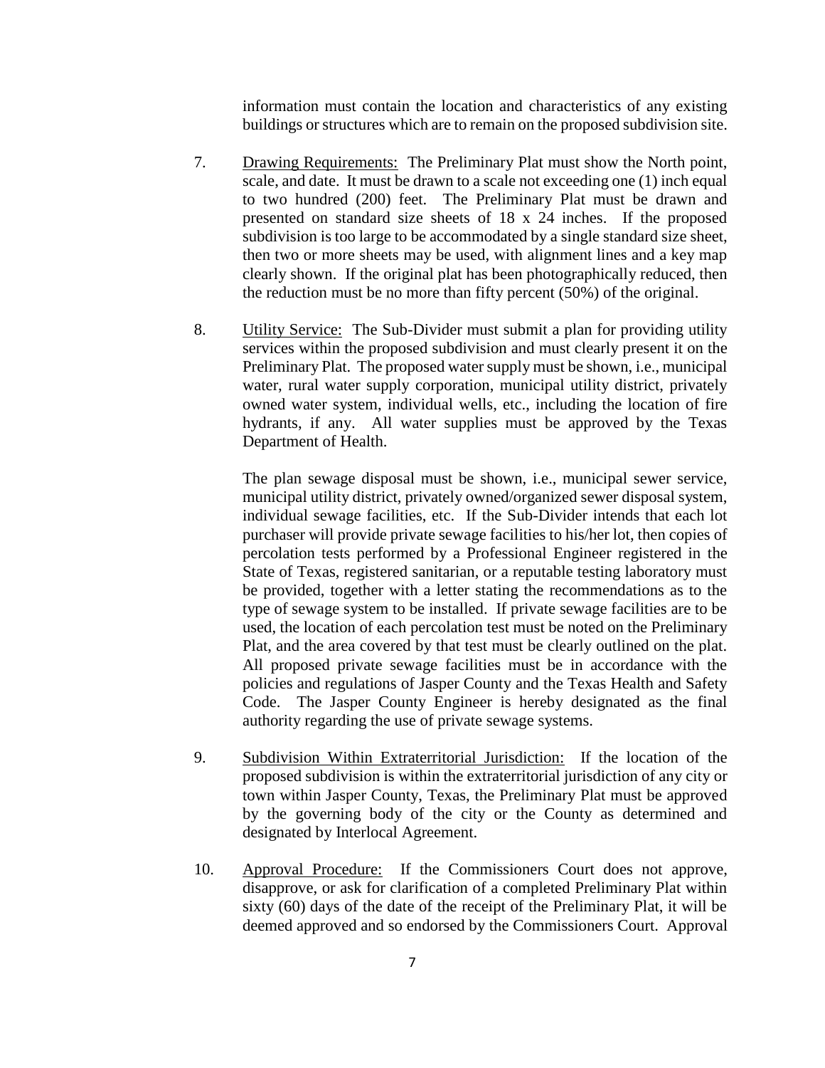information must contain the location and characteristics of any existing buildings or structures which are to remain on the proposed subdivision site.

7. Drawing Requirements: The Preliminary Plat must show the North point, scale, and date. It must be drawn to a scale not exceeding one (1) inch equal to two hundred (200) feet. The Preliminary Plat must be drawn and presented on standard size sheets of 18 x 24 inches. If the proposed subdivision is too large to be accommodated by a single standard size sheet, then two or more sheets may be used, with alignment lines and a key map clearly shown. If the original plat has been photographically reduced, then the reduction must be no more than fifty percent (50%) of the original.

8. Utility Service: The Sub-Divider must submit a plan for providing utility services within the proposed subdivision and must clearly present it on the Preliminary Plat. The proposed water supply must be shown, i.e., municipal water, rural water supply corporation, municipal utility district, privately owned water system, individual wells, etc., including the location of fire hydrants, if any. All water supplies must be approved by the Texas Department of Health.

   The plan sewage disposal must be shown, i.e., municipal sewer service, municipal utility district, privately owned/organized sewer disposal system, individual sewage facilities, etc. If the Sub-Divider intends that each lot purchaser will provide private sewage facilities to his/her lot, then copies of percolation tests performed by a Professional Engineer registered in the State of Texas, registered sanitarian, or a reputable testing laboratory must be provided, together with a letter stating the recommendations as to the type of sewage system to be installed. If private sewage facilities are to be used, the location of each percolation test must be noted on the Preliminary Plat, and the area covered by that test must be clearly outlined on the plat. All proposed private sewage facilities must be in accordance with the policies and regulations of Jasper County and the Texas Health and Safety Code. The Jasper County Engineer is hereby designated as the final authority regarding the use of private sewage systems.

9. Subdivision Within Extraterritorial Jurisdiction: If the location of the proposed subdivision is within the extraterritorial jurisdiction of any city or town within Jasper County, Texas, the Preliminary Plat must be approved by the governing body of the city or the County as determined and designated by Interlocal Agreement.

10. Approval Procedure: If the Commissioners Court does not approve, disapprove, or ask for clarification of a completed Preliminary Plat within sixty (60) days of the date of the receipt of the Preliminary Plat, it will be deemed approved and so endorsed by the Commissioners Court. Approval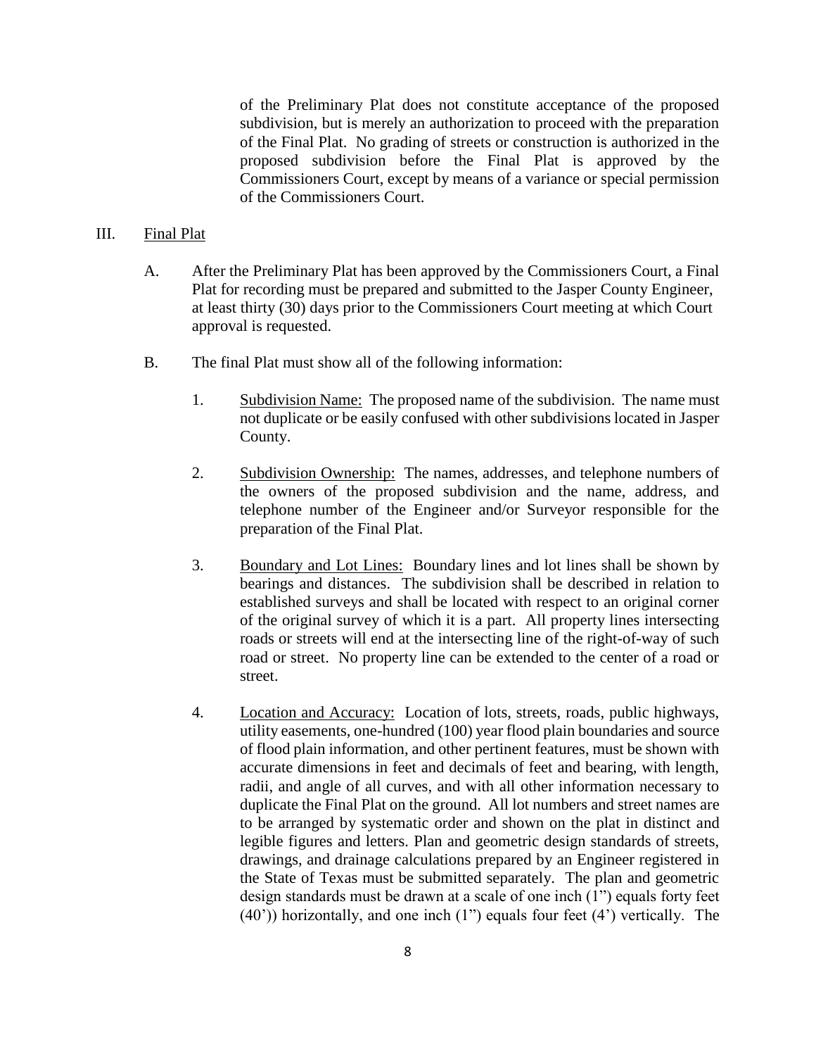of the Preliminary Plat does not constitute acceptance of the proposed subdivision, but is merely an authorization to proceed with the preparation of the Final Plat. No grading of streets or construction is authorized in the proposed subdivision before the Final Plat is approved by the Commissioners Court, except by means of a variance or special permission of the Commissioners Court.

III. Final Plat

A. After the Preliminary Plat has been approved by the Commissioners Court, a Final Plat for recording must be prepared and submitted to the Jasper County Engineer, at least thirty (30) days prior to the Commissioners Court meeting at which Court approval is requested.

B. The final Plat must show all of the following information:

1. Subdivision Name: The proposed name of the subdivision. The name must not duplicate or be easily confused with other subdivisions located in Jasper County.

2. Subdivision Ownership: The names, addresses, and telephone numbers of the owners of the proposed subdivision and the name, address, and telephone number of the Engineer and/or Surveyor responsible for the preparation of the Final Plat.

3. Boundary and Lot Lines: Boundary lines and lot lines shall be shown by bearings and distances. The subdivision shall be described in relation to established surveys and shall be located with respect to an original corner of the original survey of which it is a part. All property lines intersecting roads or streets will end at the intersecting line of the right-of-way of such road or street. No property line can be extended to the center of a road or street.

4. Location and Accuracy: Location of lots, streets, roads, public highways, utility easements, one-hundred (100) year flood plain boundaries and source of flood plain information, and other pertinent features, must be shown with accurate dimensions in feet and decimals of feet and bearing, with length, radii, and angle of all curves, and with all other information necessary to duplicate the Final Plat on the ground. All lot numbers and street names are to be arranged by systematic order and shown on the plat in distinct and legible figures and letters. Plan and geometric design standards of streets, drawings, and drainage calculations prepared by an Engineer registered in the State of Texas must be submitted separately. The plan and geometric design standards must be drawn at a scale of one inch (1") equals forty feet (40')) horizontally, and one inch (1") equals four feet (4') vertically. The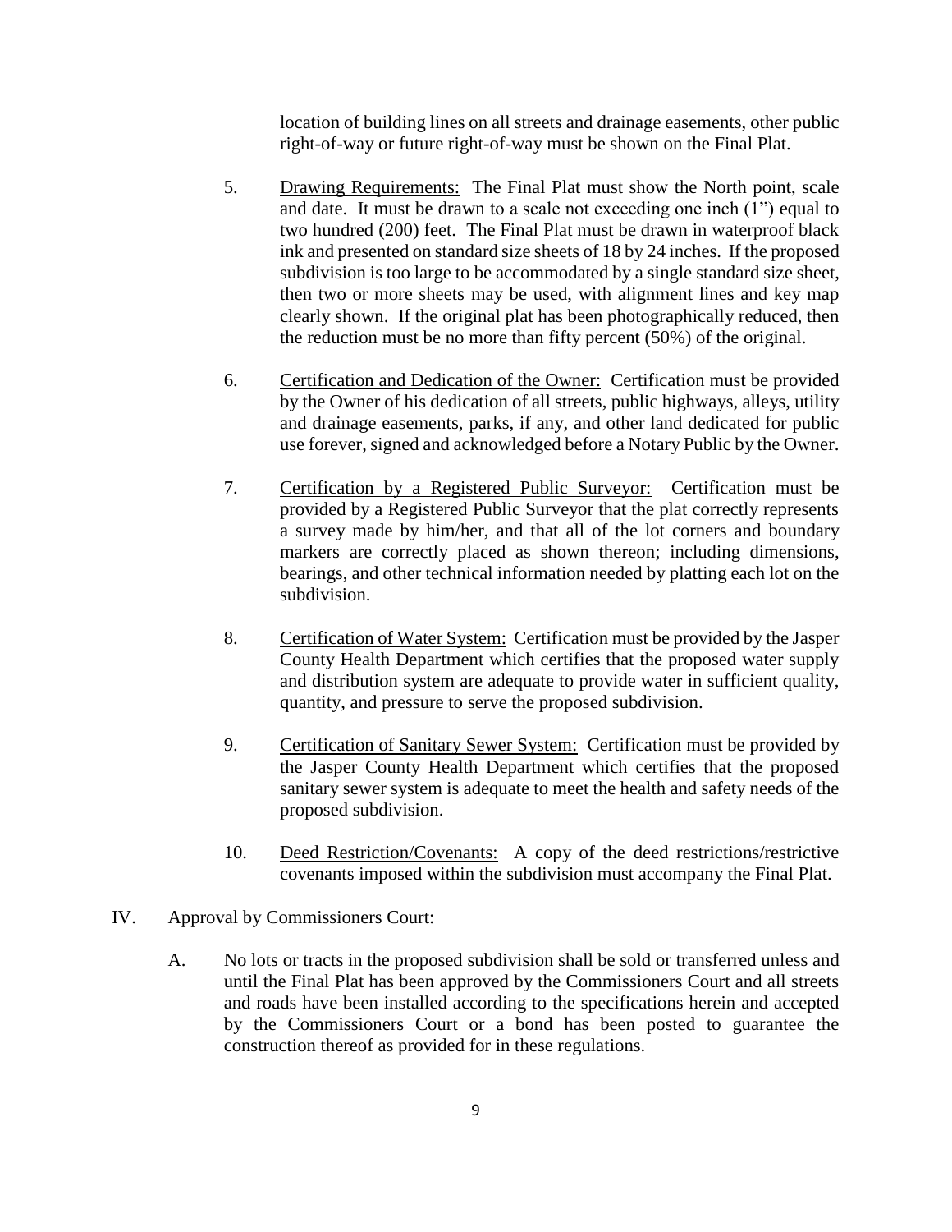location of building lines on all streets and drainage easements, other public right-of-way or future right-of-way must be shown on the Final Plat.

5. Drawing Requirements: The Final Plat must show the North point, scale and date. It must be drawn to a scale not exceeding one inch (1") equal to two hundred (200) feet. The Final Plat must be drawn in waterproof black ink and presented on standard size sheets of 18 by 24 inches. If the proposed subdivision is too large to be accommodated by a single standard size sheet, then two or more sheets may be used, with alignment lines and key map clearly shown. If the original plat has been photographically reduced, then the reduction must be no more than fifty percent (50%) of the original.

6. Certification and Dedication of the Owner: Certification must be provided by the Owner of his dedication of all streets, public highways, alleys, utility and drainage easements, parks, if any, and other land dedicated for public use forever, signed and acknowledged before a Notary Public by the Owner.

7. Certification by a Registered Public Surveyor: Certification must be provided by a Registered Public Surveyor that the plat correctly represents a survey made by him/her, and that all of the lot corners and boundary markers are correctly placed as shown thereon; including dimensions, bearings, and other technical information needed by platting each lot on the subdivision.

8. Certification of Water System: Certification must be provided by the Jasper County Health Department which certifies that the proposed water supply and distribution system are adequate to provide water in sufficient quality, quantity, and pressure to serve the proposed subdivision.

9. Certification of Sanitary Sewer System: Certification must be provided by the Jasper County Health Department which certifies that the proposed sanitary sewer system is adequate to meet the health and safety needs of the proposed subdivision.

10. Deed Restriction/Covenants: A copy of the deed restrictions/restrictive covenants imposed within the subdivision must accompany the Final Plat.

IV. Approval by Commissioners Court:

A. No lots or tracts in the proposed subdivision shall be sold or transferred unless and until the Final Plat has been approved by the Commissioners Court and all streets and roads have been installed according to the specifications herein and accepted by the Commissioners Court or a bond has been posted to guarantee the construction thereof as provided for in these regulations.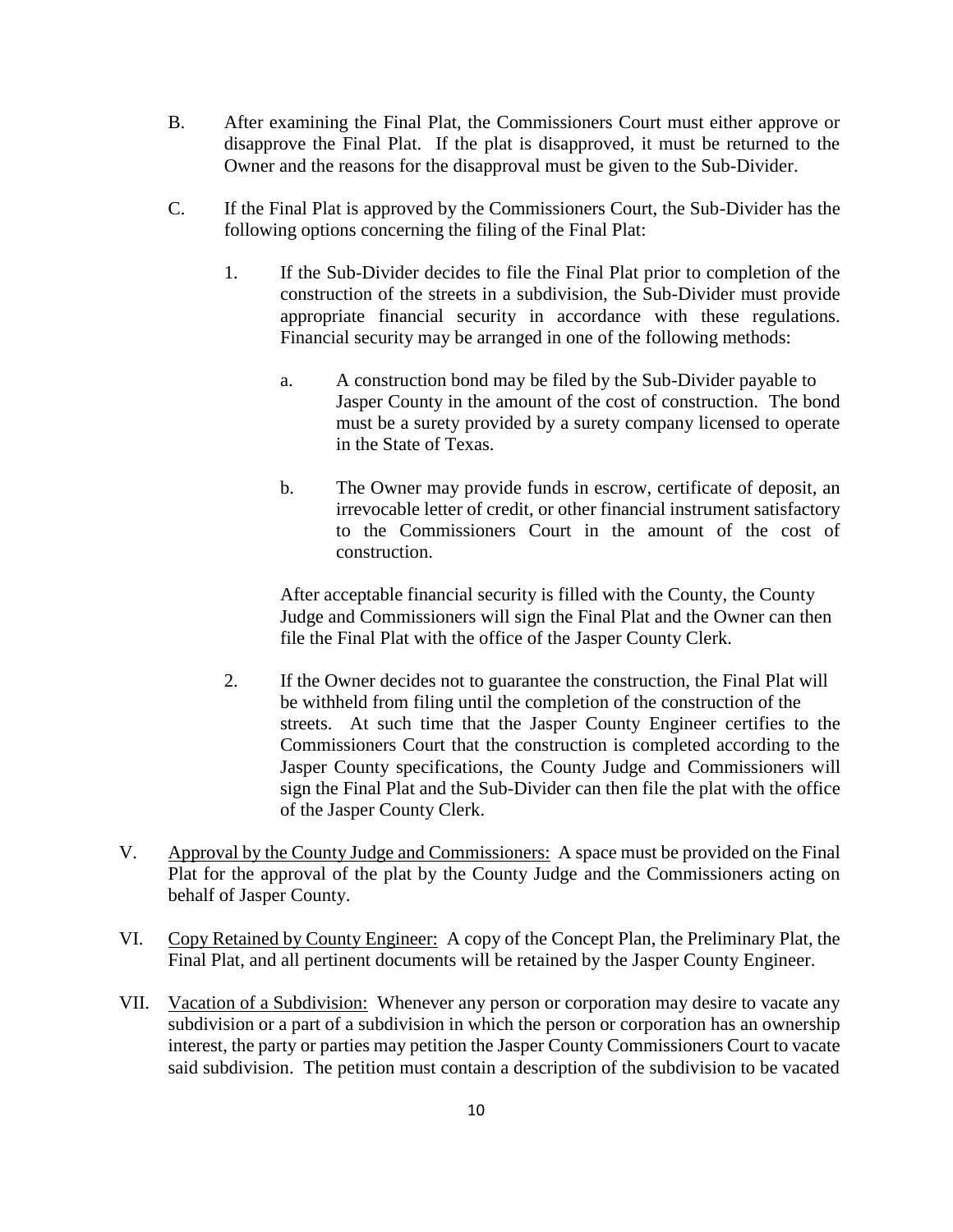B. After examining the Final Plat, the Commissioners Court must either approve or disapprove the Final Plat. If the plat is disapproved, it must be returned to the Owner and the reasons for the disapproval must be given to the Sub-Divider.

C. If the Final Plat is approved by the Commissioners Court, the Sub-Divider has the following options concerning the filing of the Final Plat:

   1. If the Sub-Divider decides to file the Final Plat prior to completion of the construction of the streets in a subdivision, the Sub-Divider must provide appropriate financial security in accordance with these regulations. Financial security may be arranged in one of the following methods:

      a. A construction bond may be filed by the Sub-Divider payable to Jasper County in the amount of the cost of construction. The bond must be a surety provided by a surety company licensed to operate in the State of Texas.

      b. The Owner may provide funds in escrow, certificate of deposit, an irrevocable letter of credit, or other financial instrument satisfactory to the Commissioners Court in the amount of the cost of construction.

      After acceptable financial security is filled with the County, the County Judge and Commissioners will sign the Final Plat and the Owner can then file the Final Plat with the office of the Jasper County Clerk.

   2. If the Owner decides not to guarantee the construction, the Final Plat will be withheld from filing until the completion of the construction of the streets. At such time that the Jasper County Engineer certifies to the Commissioners Court that the construction is completed according to the Jasper County specifications, the County Judge and Commissioners will sign the Final Plat and the Sub-Divider can then file the plat with the office of the Jasper County Clerk.

V. <u>Approval by the County Judge and Commissioners:</u> A space must be provided on the Final Plat for the approval of the plat by the County Judge and the Commissioners acting on behalf of Jasper County.

VI. <u>Copy Retained by County Engineer:</u> A copy of the Concept Plan, the Preliminary Plat, the Final Plat, and all pertinent documents will be retained by the Jasper County Engineer.

VII. <u>Vacation of a Subdivision:</u> Whenever any person or corporation may desire to vacate any subdivision or a part of a subdivision in which the person or corporation has an ownership interest, the party or parties may petition the Jasper County Commissioners Court to vacate said subdivision. The petition must contain a description of the subdivision to be vacated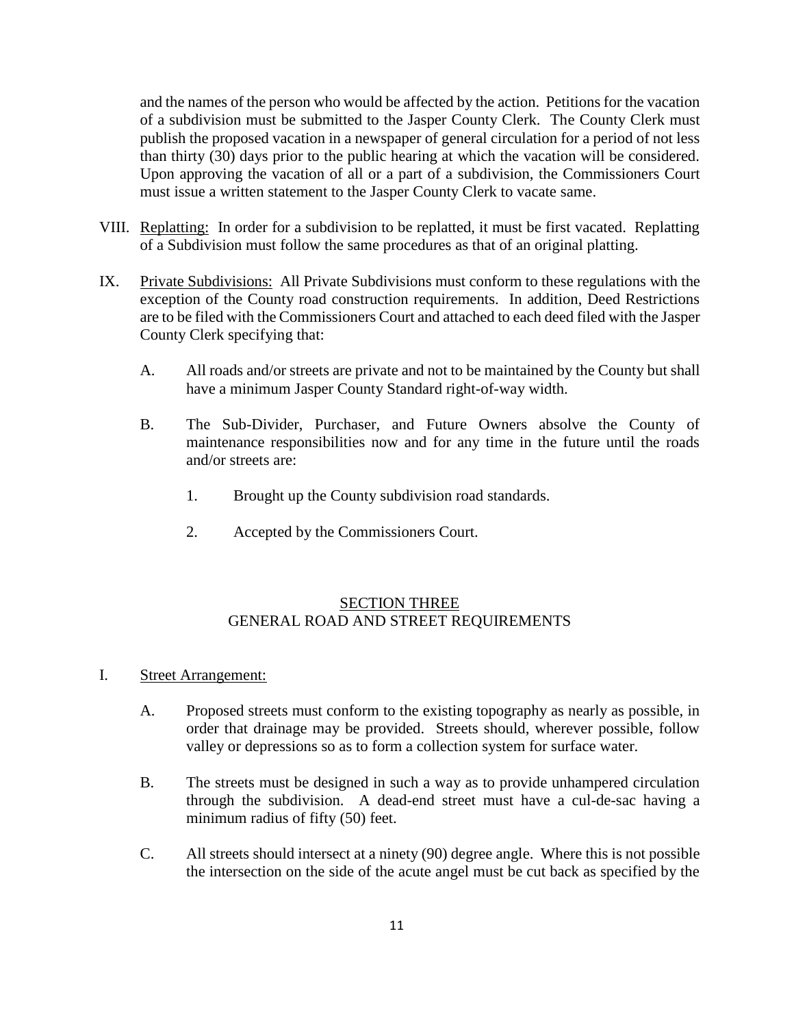and the names of the person who would be affected by the action. Petitions for the vacation of a subdivision must be submitted to the Jasper County Clerk. The County Clerk must publish the proposed vacation in a newspaper of general circulation for a period of not less than thirty (30) days prior to the public hearing at which the vacation will be considered. Upon approving the vacation of all or a part of a subdivision, the Commissioners Court must issue a written statement to the Jasper County Clerk to vacate same.

VIII. <u>Replatting:</u> In order for a subdivision to be replatted, it must be first vacated. Replatting of a Subdivision must follow the same procedures as that of an original platting.

IX. <u>Private Subdivisions:</u> All Private Subdivisions must conform to these regulations with the exception of the County road construction requirements. In addition, Deed Restrictions are to be filed with the Commissioners Court and attached to each deed filed with the Jasper County Clerk specifying that:

   A. All roads and/or streets are private and not to be maintained by the County but shall have a minimum Jasper County Standard right-of-way width.

   B. The Sub-Divider, Purchaser, and Future Owners absolve the County of maintenance responsibilities now and for any time in the future until the roads and/or streets are:

      1. Brought up the County subdivision road standards.

      2. Accepted by the Commissioners Court.

## SECTION THREE
## GENERAL ROAD AND STREET REQUIREMENTS

I. <u>Street Arrangement:</u>

   A. Proposed streets must conform to the existing topography as nearly as possible, in order that drainage may be provided. Streets should, wherever possible, follow valley or depressions so as to form a collection system for surface water.

   B. The streets must be designed in such a way as to provide unhampered circulation through the subdivision. A dead-end street must have a cul-de-sac having a minimum radius of fifty (50) feet.

   C. All streets should intersect at a ninety (90) degree angle. Where this is not possible the intersection on the side of the acute angel must be cut back as specified by the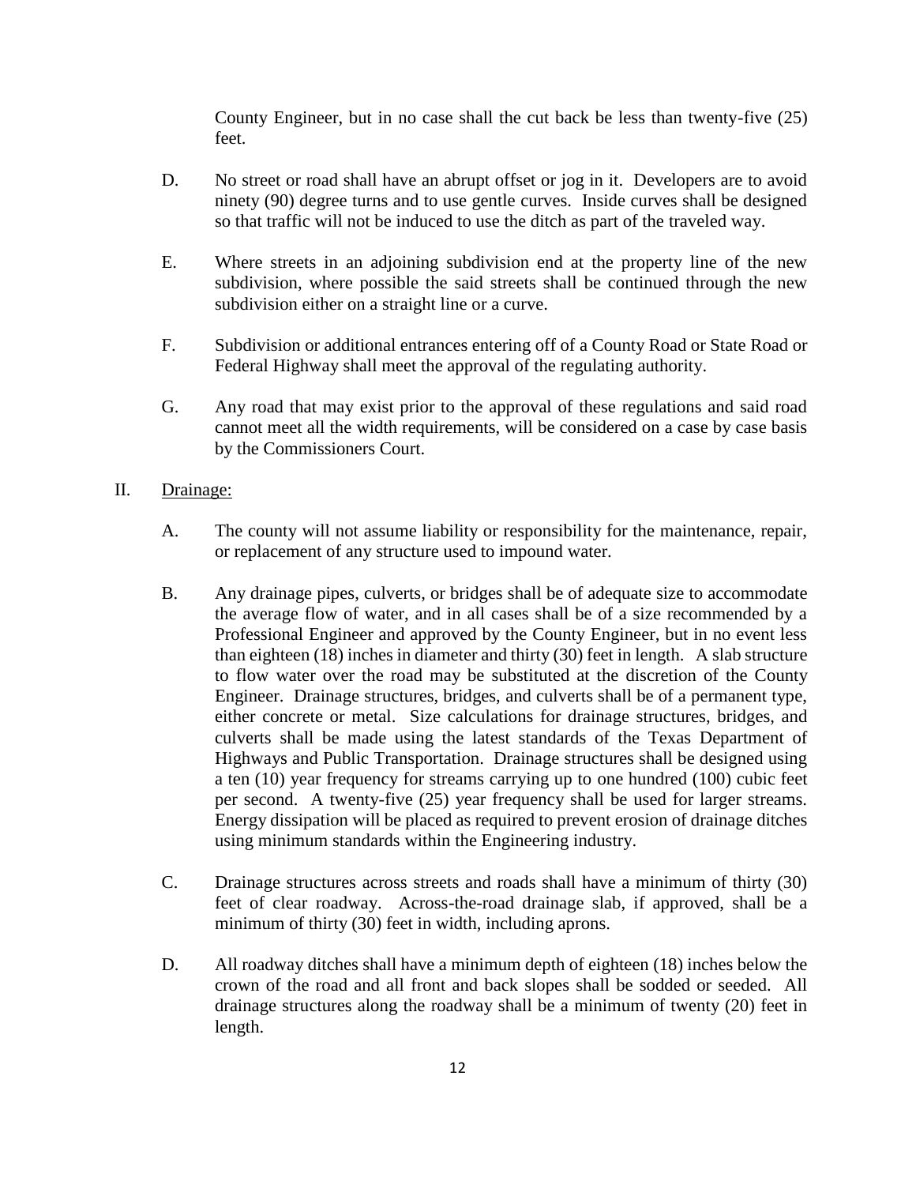County Engineer, but in no case shall the cut back be less than twenty-five (25) feet.

D. No street or road shall have an abrupt offset or jog in it. Developers are to avoid ninety (90) degree turns and to use gentle curves. Inside curves shall be designed so that traffic will not be induced to use the ditch as part of the traveled way.

E. Where streets in an adjoining subdivision end at the property line of the new subdivision, where possible the said streets shall be continued through the new subdivision either on a straight line or a curve.

F. Subdivision or additional entrances entering off of a County Road or State Road or Federal Highway shall meet the approval of the regulating authority.

G. Any road that may exist prior to the approval of these regulations and said road cannot meet all the width requirements, will be considered on a case by case basis by the Commissioners Court.

II. Drainage:

A. The county will not assume liability or responsibility for the maintenance, repair, or replacement of any structure used to impound water.

B. Any drainage pipes, culverts, or bridges shall be of adequate size to accommodate the average flow of water, and in all cases shall be of a size recommended by a Professional Engineer and approved by the County Engineer, but in no event less than eighteen (18) inches in diameter and thirty (30) feet in length. A slab structure to flow water over the road may be substituted at the discretion of the County Engineer. Drainage structures, bridges, and culverts shall be of a permanent type, either concrete or metal. Size calculations for drainage structures, bridges, and culverts shall be made using the latest standards of the Texas Department of Highways and Public Transportation. Drainage structures shall be designed using a ten (10) year frequency for streams carrying up to one hundred (100) cubic feet per second. A twenty-five (25) year frequency shall be used for larger streams. Energy dissipation will be placed as required to prevent erosion of drainage ditches using minimum standards within the Engineering industry.

C. Drainage structures across streets and roads shall have a minimum of thirty (30) feet of clear roadway. Across-the-road drainage slab, if approved, shall be a minimum of thirty (30) feet in width, including aprons.

D. All roadway ditches shall have a minimum depth of eighteen (18) inches below the crown of the road and all front and back slopes shall be sodded or seeded. All drainage structures along the roadway shall be a minimum of twenty (20) feet in length.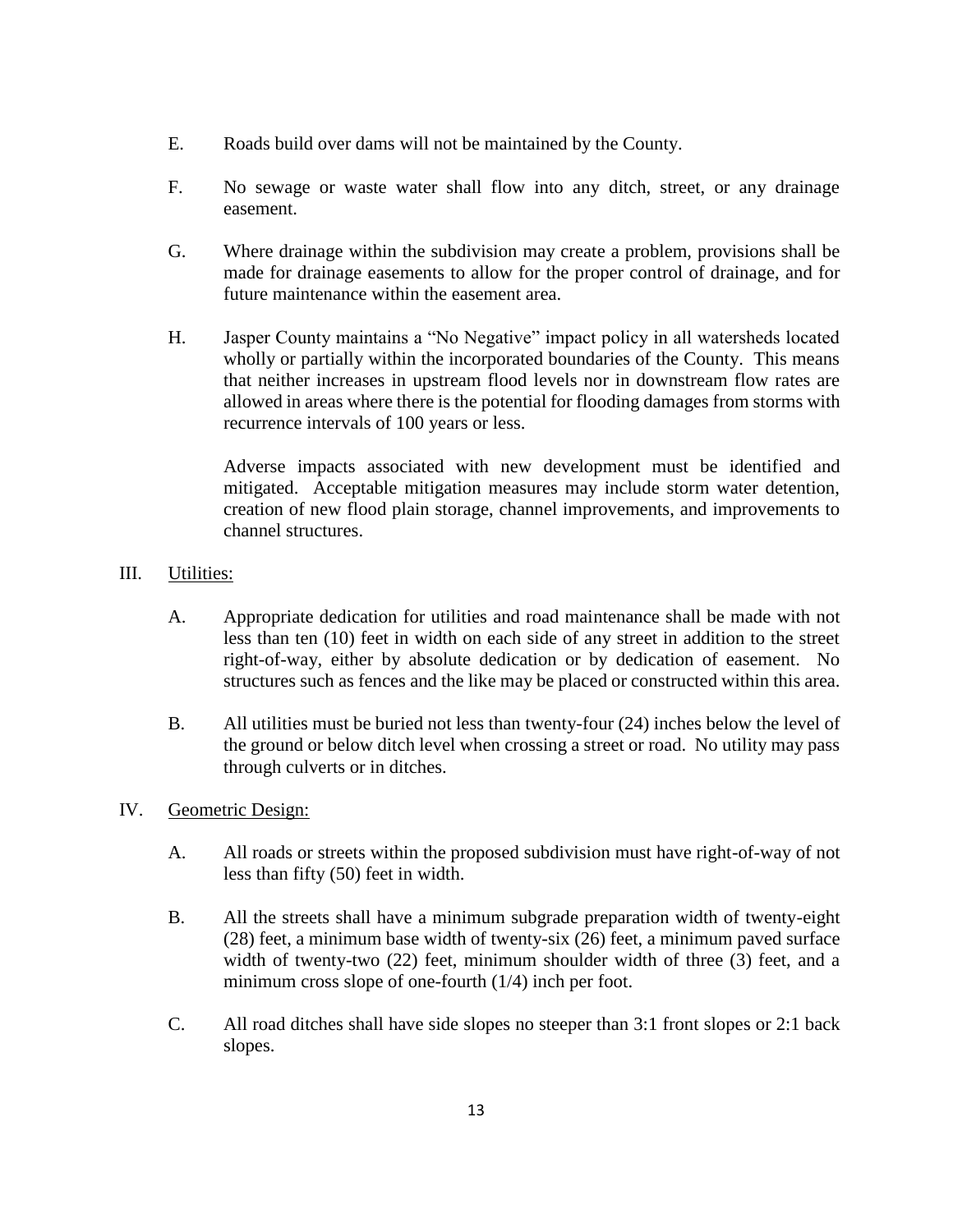E. Roads build over dams will not be maintained by the County.

F. No sewage or waste water shall flow into any ditch, street, or any drainage easement.

G. Where drainage within the subdivision may create a problem, provisions shall be made for drainage easements to allow for the proper control of drainage, and for future maintenance within the easement area.

H. Jasper County maintains a "No Negative" impact policy in all watersheds located wholly or partially within the incorporated boundaries of the County. This means that neither increases in upstream flood levels nor in downstream flow rates are allowed in areas where there is the potential for flooding damages from storms with recurrence intervals of 100 years or less.

Adverse impacts associated with new development must be identified and mitigated. Acceptable mitigation measures may include storm water detention, creation of new flood plain storage, channel improvements, and improvements to channel structures.

III. <u>Utilities:</u>

A. Appropriate dedication for utilities and road maintenance shall be made with not less than ten (10) feet in width on each side of any street in addition to the street right-of-way, either by absolute dedication or by dedication of easement. No structures such as fences and the like may be placed or constructed within this area.

B. All utilities must be buried not less than twenty-four (24) inches below the level of the ground or below ditch level when crossing a street or road. No utility may pass through culverts or in ditches.

IV. <u>Geometric Design:</u>

A. All roads or streets within the proposed subdivision must have right-of-way of not less than fifty (50) feet in width.

B. All the streets shall have a minimum subgrade preparation width of twenty-eight (28) feet, a minimum base width of twenty-six (26) feet, a minimum paved surface width of twenty-two (22) feet, minimum shoulder width of three (3) feet, and a minimum cross slope of one-fourth (1/4) inch per foot.

C. All road ditches shall have side slopes no steeper than 3:1 front slopes or 2:1 back slopes.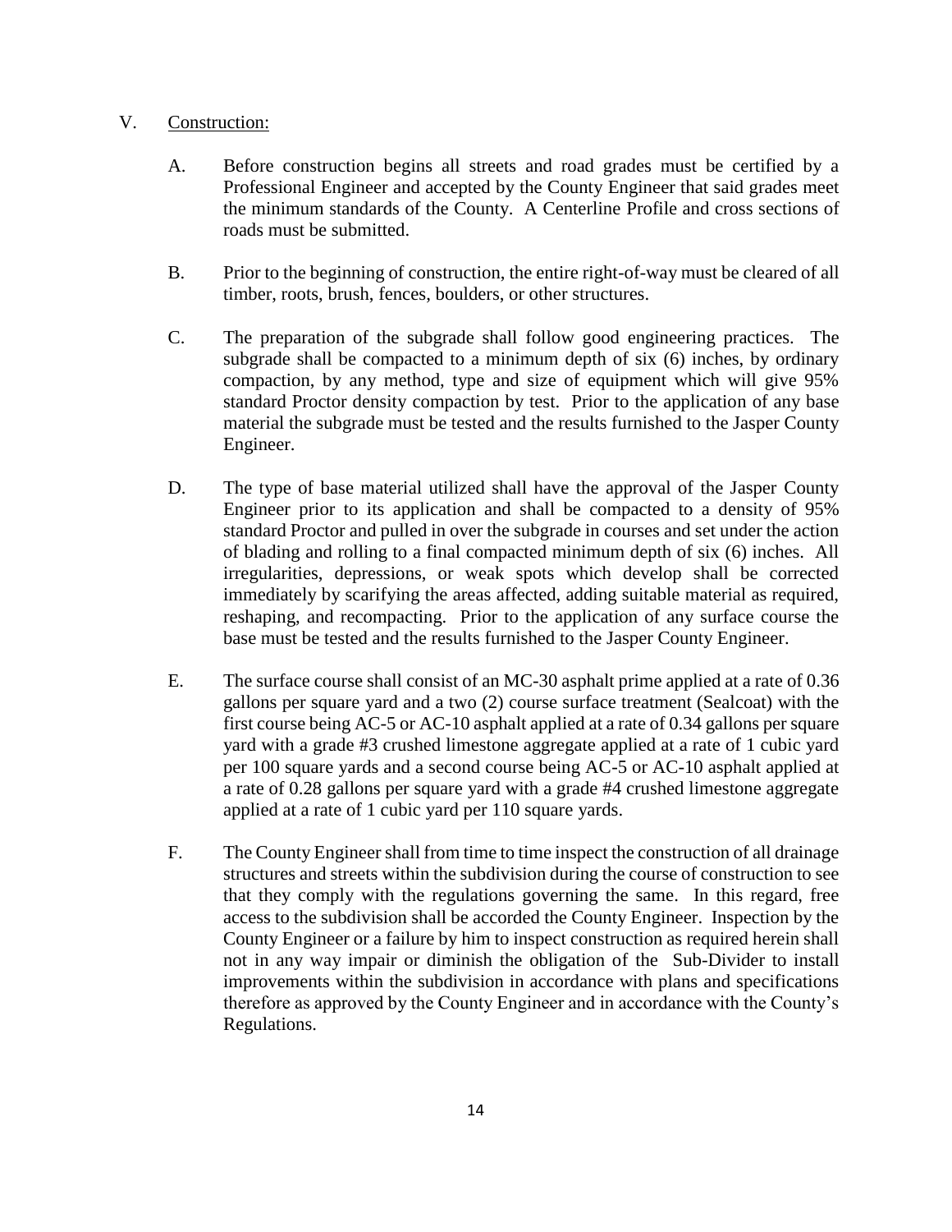## V. Construction:

A. Before construction begins all streets and road grades must be certified by a Professional Engineer and accepted by the County Engineer that said grades meet the minimum standards of the County. A Centerline Profile and cross sections of roads must be submitted.

B. Prior to the beginning of construction, the entire right-of-way must be cleared of all timber, roots, brush, fences, boulders, or other structures.

C. The preparation of the subgrade shall follow good engineering practices. The subgrade shall be compacted to a minimum depth of six (6) inches, by ordinary compaction, by any method, type and size of equipment which will give 95% standard Proctor density compaction by test. Prior to the application of any base material the subgrade must be tested and the results furnished to the Jasper County Engineer.

D. The type of base material utilized shall have the approval of the Jasper County Engineer prior to its application and shall be compacted to a density of 95% standard Proctor and pulled in over the subgrade in courses and set under the action of blading and rolling to a final compacted minimum depth of six (6) inches. All irregularities, depressions, or weak spots which develop shall be corrected immediately by scarifying the areas affected, adding suitable material as required, reshaping, and recompacting. Prior to the application of any surface course the base must be tested and the results furnished to the Jasper County Engineer.

E. The surface course shall consist of an MC-30 asphalt prime applied at a rate of 0.36 gallons per square yard and a two (2) course surface treatment (Sealcoat) with the first course being AC-5 or AC-10 asphalt applied at a rate of 0.34 gallons per square yard with a grade #3 crushed limestone aggregate applied at a rate of 1 cubic yard per 100 square yards and a second course being AC-5 or AC-10 asphalt applied at a rate of 0.28 gallons per square yard with a grade #4 crushed limestone aggregate applied at a rate of 1 cubic yard per 110 square yards.

F. The County Engineer shall from time to time inspect the construction of all drainage structures and streets within the subdivision during the course of construction to see that they comply with the regulations governing the same. In this regard, free access to the subdivision shall be accorded the County Engineer. Inspection by the County Engineer or a failure by him to inspect construction as required herein shall not in any way impair or diminish the obligation of the Sub-Divider to install improvements within the subdivision in accordance with plans and specifications therefore as approved by the County Engineer and in accordance with the County's Regulations.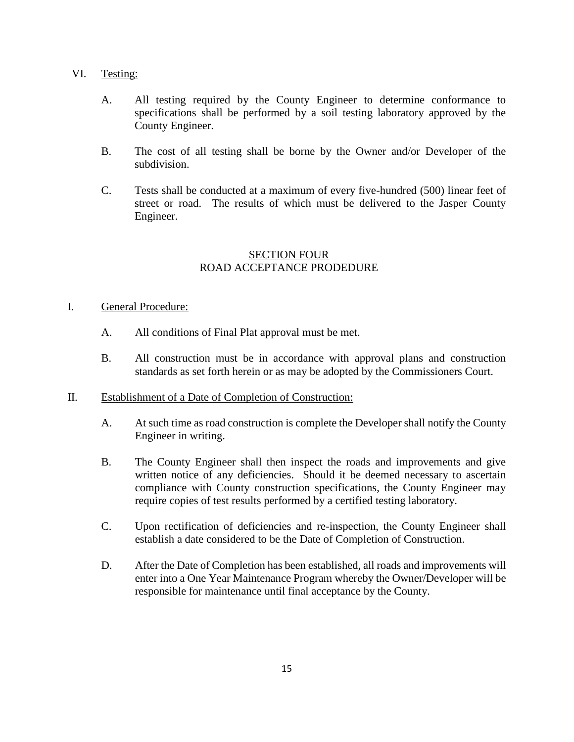VI. Testing:

A. All testing required by the County Engineer to determine conformance to specifications shall be performed by a soil testing laboratory approved by the County Engineer.

B. The cost of all testing shall be borne by the Owner and/or Developer of the subdivision.

C. Tests shall be conducted at a maximum of every five-hundred (500) linear feet of street or road. The results of which must be delivered to the Jasper County Engineer.

## SECTION FOUR
## ROAD ACCEPTANCE PRODEDURE

I. General Procedure:

A. All conditions of Final Plat approval must be met.

B. All construction must be in accordance with approval plans and construction standards as set forth herein or as may be adopted by the Commissioners Court.

II. Establishment of a Date of Completion of Construction:

A. At such time as road construction is complete the Developer shall notify the County Engineer in writing.

B. The County Engineer shall then inspect the roads and improvements and give written notice of any deficiencies. Should it be deemed necessary to ascertain compliance with County construction specifications, the County Engineer may require copies of test results performed by a certified testing laboratory.

C. Upon rectification of deficiencies and re-inspection, the County Engineer shall establish a date considered to be the Date of Completion of Construction.

D. After the Date of Completion has been established, all roads and improvements will enter into a One Year Maintenance Program whereby the Owner/Developer will be responsible for maintenance until final acceptance by the County.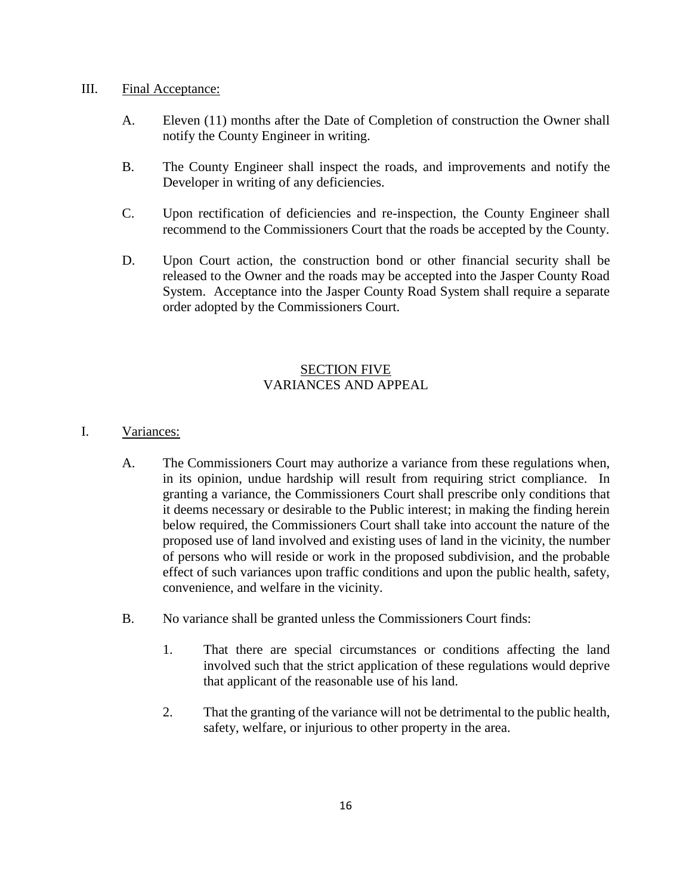III. Final Acceptance:

A. Eleven (11) months after the Date of Completion of construction the Owner shall notify the County Engineer in writing.

B. The County Engineer shall inspect the roads, and improvements and notify the Developer in writing of any deficiencies.

C. Upon rectification of deficiencies and re-inspection, the County Engineer shall recommend to the Commissioners Court that the roads be accepted by the County.

D. Upon Court action, the construction bond or other financial security shall be released to the Owner and the roads may be accepted into the Jasper County Road System. Acceptance into the Jasper County Road System shall require a separate order adopted by the Commissioners Court.

## SECTION FIVE
## VARIANCES AND APPEAL

I. Variances:

A. The Commissioners Court may authorize a variance from these regulations when, in its opinion, undue hardship will result from requiring strict compliance. In granting a variance, the Commissioners Court shall prescribe only conditions that it deems necessary or desirable to the Public interest; in making the finding herein below required, the Commissioners Court shall take into account the nature of the proposed use of land involved and existing uses of land in the vicinity, the number of persons who will reside or work in the proposed subdivision, and the probable effect of such variances upon traffic conditions and upon the public health, safety, convenience, and welfare in the vicinity.

B. No variance shall be granted unless the Commissioners Court finds:

1. That there are special circumstances or conditions affecting the land involved such that the strict application of these regulations would deprive that applicant of the reasonable use of his land.

2. That the granting of the variance will not be detrimental to the public health, safety, welfare, or injurious to other property in the area.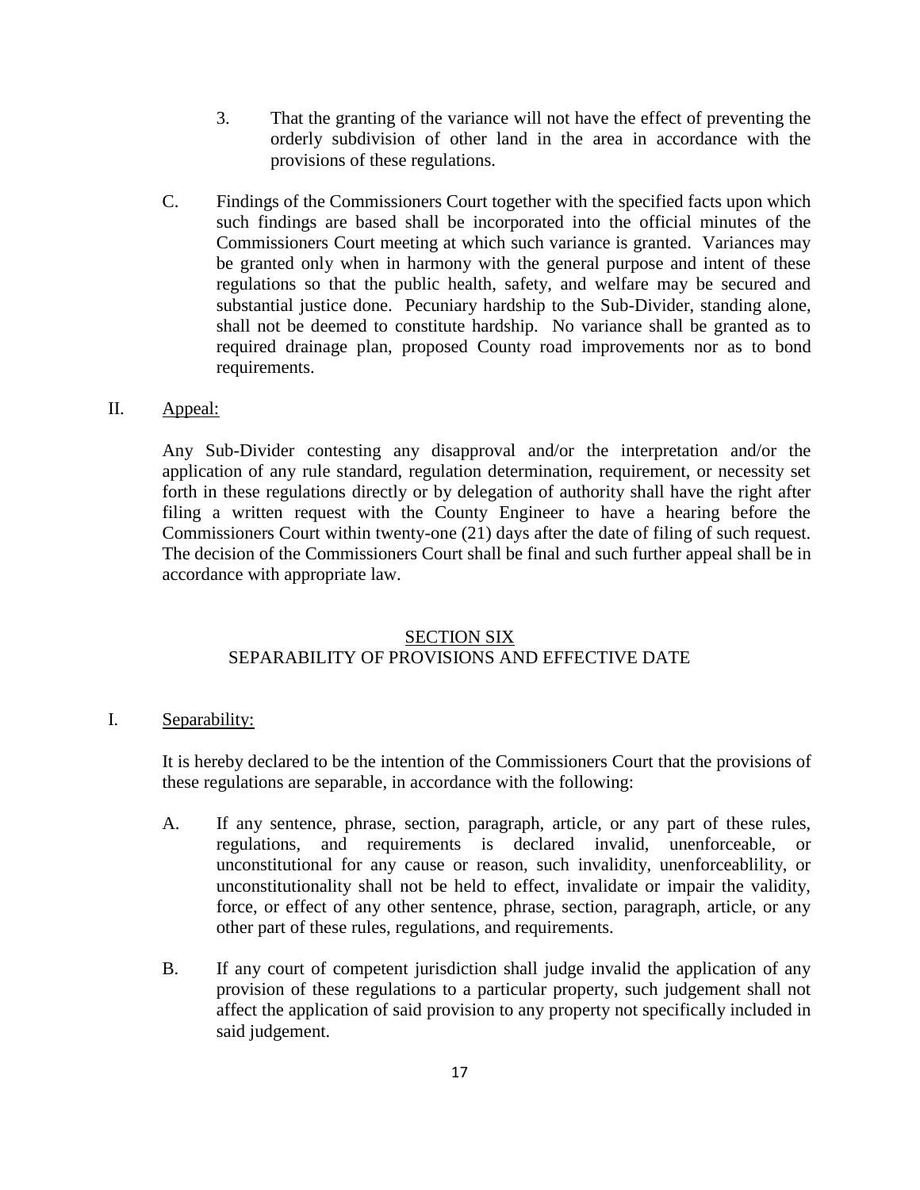3. That the granting of the variance will not have the effect of preventing the orderly subdivision of other land in the area in accordance with the provisions of these regulations.

C. Findings of the Commissioners Court together with the specified facts upon which such findings are based shall be incorporated into the official minutes of the Commissioners Court meeting at which such variance is granted. Variances may be granted only when in harmony with the general purpose and intent of these regulations so that the public health, safety, and welfare may be secured and substantial justice done. Pecuniary hardship to the Sub-Divider, standing alone, shall not be deemed to constitute hardship. No variance shall be granted as to required drainage plan, proposed County road improvements nor as to bond requirements.

II. <u>Appeal:</u>

Any Sub-Divider contesting any disapproval and/or the interpretation and/or the application of any rule standard, regulation determination, requirement, or necessity set forth in these regulations directly or by delegation of authority shall have the right after filing a written request with the County Engineer to have a hearing before the Commissioners Court within twenty-one (21) days after the date of filing of such request. The decision of the Commissioners Court shall be final and such further appeal shall be in accordance with appropriate law.

## <u>SECTION SIX</u>
## SEPARABILITY OF PROVISIONS AND EFFECTIVE DATE

I. <u>Separability:</u>

It is hereby declared to be the intention of the Commissioners Court that the provisions of these regulations are separable, in accordance with the following:

A. If any sentence, phrase, section, paragraph, article, or any part of these rules, regulations, and requirements is declared invalid, unenforceable, or unconstitutional for any cause or reason, such invalidity, unenforceablility, or unconstitutionality shall not be held to effect, invalidate or impair the validity, force, or effect of any other sentence, phrase, section, paragraph, article, or any other part of these rules, regulations, and requirements.

B. If any court of competent jurisdiction shall judge invalid the application of any provision of these regulations to a particular property, such judgement shall not affect the application of said provision to any property not specifically included in said judgement.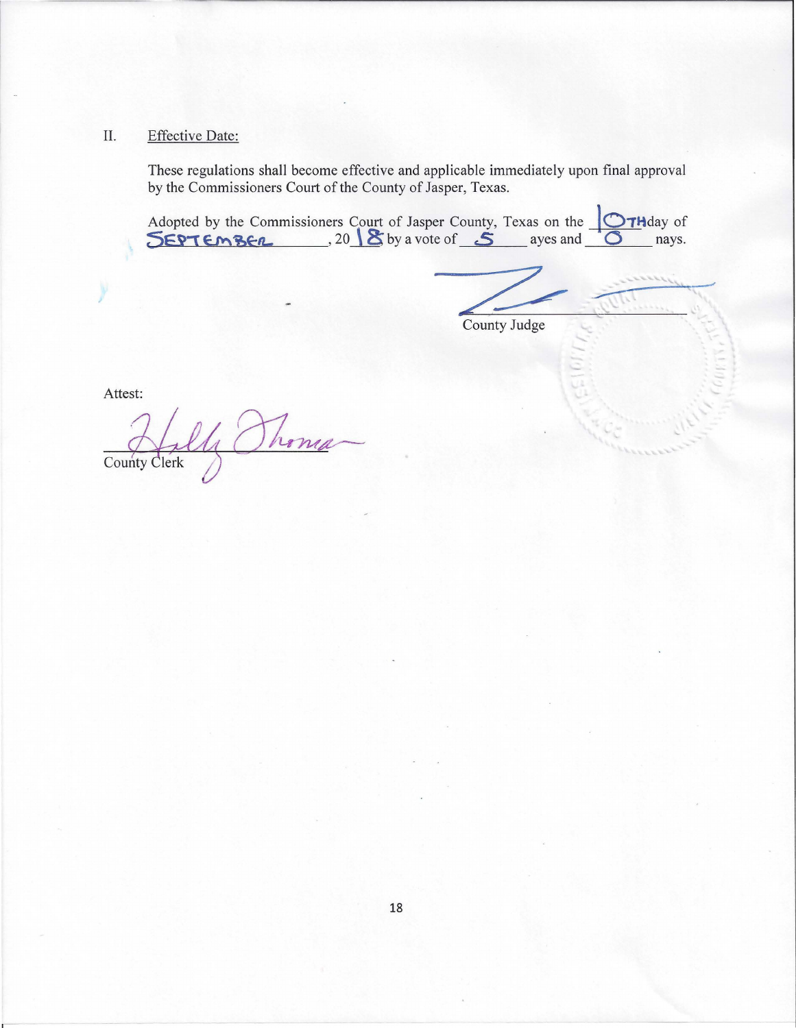II. Effective Date:

These regulations shall become effective and applicable immediately upon final approval by the Commissioners Court of the County of Jasper, Texas.

Adopted by the Commissioners Court of Jasper County, Texas on the 10TH day of SEPTEMBER, 2018 by a vote of 5 ayes and 0 nays.

County Judge

Attest:

County Clerk